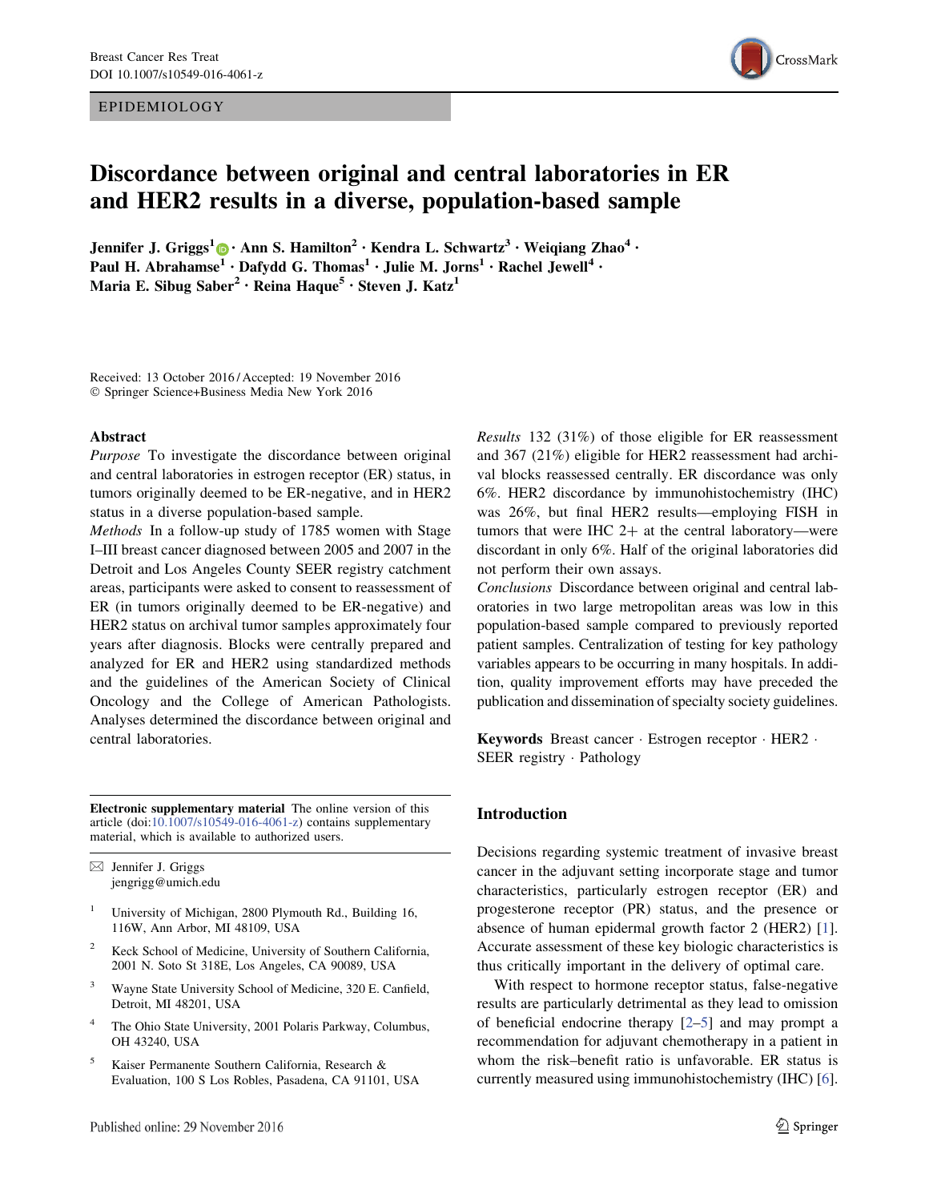EPIDEMIOLOGY

# Discordance between original and central laboratories in ER and HER2 results in a diverse, population-based sample

Jennifer J. Griggs[1] · Ann S. Hamilton[2] · Kendra L. Schwartz[3] · Weiqiang Zhao[4] · Paul H. Abrahamse[1] · Dafydd G. Thomas[1] · Julie M. Jorns[1] · Rachel Jewell[4] · Maria E. Sibug Saber[2] · Reina Haque[5] · Steven J. Katz[1]

Received: 13 October 2016 / Accepted: 19 November 2016
© Springer Science+Business Media New York 2016

## Abstract

*Purpose* To investigate the discordance between original and central laboratories in estrogen receptor (ER) status, in tumors originally deemed to be ER-negative, and in HER2 status in a diverse population-based sample.

*Methods* In a follow-up study of 1785 women with Stage I–III breast cancer diagnosed between 2005 and 2007 in the Detroit and Los Angeles County SEER registry catchment areas, participants were asked to consent to reassessment of ER (in tumors originally deemed to be ER-negative) and HER2 status on archival tumor samples approximately four years after diagnosis. Blocks were centrally prepared and analyzed for ER and HER2 using standardized methods and the guidelines of the American Society of Clinical Oncology and the College of American Pathologists. Analyses determined the discordance between original and central laboratories.

*Results* 132 (31%) of those eligible for ER reassessment and 367 (21%) eligible for HER2 reassessment had archival blocks reassessed centrally. ER discordance was only 6%. HER2 discordance by immunohistochemistry (IHC) was 26%, but final HER2 results—employing FISH in tumors that were IHC 2+ at the central laboratory—were discordant in only 6%. Half of the original laboratories did not perform their own assays.

*Conclusions* Discordance between original and central laboratories in two large metropolitan areas was low in this population-based sample compared to previously reported patient samples. Centralization of testing for key pathology variables appears to be occurring in many hospitals. In addition, quality improvement efforts may have preceded the publication and dissemination of specialty society guidelines.

**Keywords** Breast cancer · Estrogen receptor · HER2 · SEER registry · Pathology

**Electronic supplementary material** The online version of this article (doi:10.1007/s10549-016-4061-z) contains supplementary material, which is available to authorized users.

✉ Jennifer J. Griggs
jengrigg@umich.edu

1 University of Michigan, 2800 Plymouth Rd., Building 16, 116W, Ann Arbor, MI 48109, USA

2 Keck School of Medicine, University of Southern California, 2001 N. Soto St 318E, Los Angeles, CA 90089, USA

3 Wayne State University School of Medicine, 320 E. Canfield, Detroit, MI 48201, USA

4 The Ohio State University, 2001 Polaris Parkway, Columbus, OH 43240, USA

5 Kaiser Permanente Southern California, Research & Evaluation, 100 S Los Robles, Pasadena, CA 91101, USA

## Introduction

Decisions regarding systemic treatment of invasive breast cancer in the adjuvant setting incorporate stage and tumor characteristics, particularly estrogen receptor (ER) and progesterone receptor (PR) status, and the presence or absence of human epidermal growth factor 2 (HER2) [1]. Accurate assessment of these key biologic characteristics is thus critically important in the delivery of optimal care.

With respect to hormone receptor status, false-negative results are particularly detrimental as they lead to omission of beneficial endocrine therapy [2–5] and may prompt a recommendation for adjuvant chemotherapy in a patient in whom the risk–benefit ratio is unfavorable. ER status is currently measured using immunohistochemistry (IHC) [6].

Published online: 29 November 2016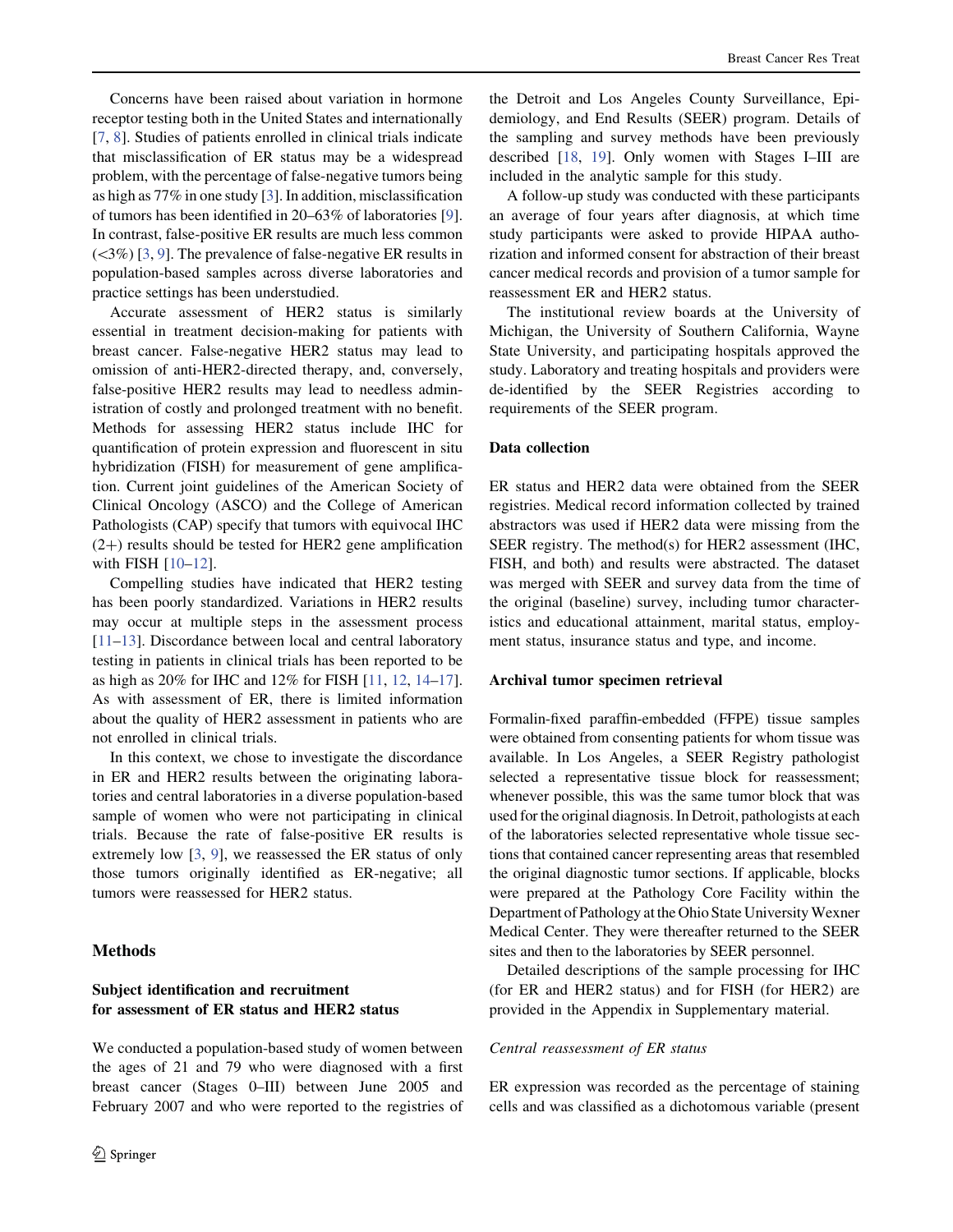Concerns have been raised about variation in hormone receptor testing both in the United States and internationally [7, 8]. Studies of patients enrolled in clinical trials indicate that misclassification of ER status may be a widespread problem, with the percentage of false-negative tumors being as high as 77% in one study [3]. In addition, misclassification of tumors has been identified in 20–63% of laboratories [9]. In contrast, false-positive ER results are much less common (<3%) [3, 9]. The prevalence of false-negative ER results in population-based samples across diverse laboratories and practice settings has been understudied.

Accurate assessment of HER2 status is similarly essential in treatment decision-making for patients with breast cancer. False-negative HER2 status may lead to omission of anti-HER2-directed therapy, and, conversely, false-positive HER2 results may lead to needless administration of costly and prolonged treatment with no benefit. Methods for assessing HER2 status include IHC for quantification of protein expression and fluorescent in situ hybridization (FISH) for measurement of gene amplification. Current joint guidelines of the American Society of Clinical Oncology (ASCO) and the College of American Pathologists (CAP) specify that tumors with equivocal IHC (2+) results should be tested for HER2 gene amplification with FISH [10–12].

Compelling studies have indicated that HER2 testing has been poorly standardized. Variations in HER2 results may occur at multiple steps in the assessment process [11–13]. Discordance between local and central laboratory testing in patients in clinical trials has been reported to be as high as 20% for IHC and 12% for FISH [11, 12, 14–17]. As with assessment of ER, there is limited information about the quality of HER2 assessment in patients who are not enrolled in clinical trials.

In this context, we chose to investigate the discordance in ER and HER2 results between the originating laboratories and central laboratories in a diverse population-based sample of women who were not participating in clinical trials. Because the rate of false-positive ER results is extremely low [3, 9], we reassessed the ER status of only those tumors originally identified as ER-negative; all tumors were reassessed for HER2 status.

## Methods

### Subject identification and recruitment for assessment of ER status and HER2 status

We conducted a population-based study of women between the ages of 21 and 79 who were diagnosed with a first breast cancer (Stages 0–III) between June 2005 and February 2007 and who were reported to the registries of the Detroit and Los Angeles County Surveillance, Epidemiology, and End Results (SEER) program. Details of the sampling and survey methods have been previously described [18, 19]. Only women with Stages I–III are included in the analytic sample for this study.

A follow-up study was conducted with these participants an average of four years after diagnosis, at which time study participants were asked to provide HIPAA authorization and informed consent for abstraction of their breast cancer medical records and provision of a tumor sample for reassessment ER and HER2 status.

The institutional review boards at the University of Michigan, the University of Southern California, Wayne State University, and participating hospitals approved the study. Laboratory and treating hospitals and providers were de-identified by the SEER Registries according to requirements of the SEER program.

### Data collection

ER status and HER2 data were obtained from the SEER registries. Medical record information collected by trained abstractors was used if HER2 data were missing from the SEER registry. The method(s) for HER2 assessment (IHC, FISH, and both) and results were abstracted. The dataset was merged with SEER and survey data from the time of the original (baseline) survey, including tumor characteristics and educational attainment, marital status, employment status, insurance status and type, and income.

### Archival tumor specimen retrieval

Formalin-fixed paraffin-embedded (FFPE) tissue samples were obtained from consenting patients for whom tissue was available. In Los Angeles, a SEER Registry pathologist selected a representative tissue block for reassessment; whenever possible, this was the same tumor block that was used for the original diagnosis. In Detroit, pathologists at each of the laboratories selected representative whole tissue sections that contained cancer representing areas that resembled the original diagnostic tumor sections. If applicable, blocks were prepared at the Pathology Core Facility within the Department of Pathology at the Ohio State University Wexner Medical Center. They were thereafter returned to the SEER sites and then to the laboratories by SEER personnel.

Detailed descriptions of the sample processing for IHC (for ER and HER2 status) and for FISH (for HER2) are provided in the Appendix in Supplementary material.

#### *Central reassessment of ER status*

ER expression was recorded as the percentage of staining cells and was classified as a dichotomous variable (present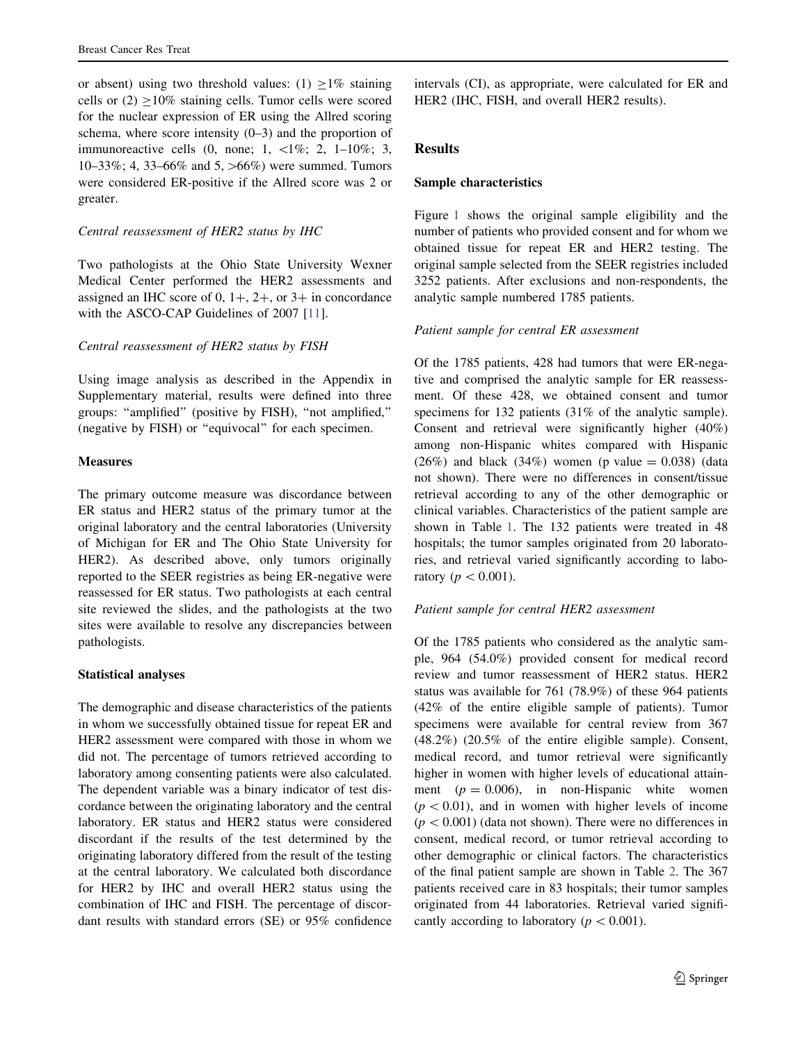or absent) using two threshold values: (1) $\geq$1% staining cells or (2) $\geq$10% staining cells. Tumor cells were scored for the nuclear expression of ER using the Allred scoring schema, where score intensity (0–3) and the proportion of immunoreactive cells (0, none; 1, <1%; 2, 1–10%; 3, 10–33%; 4, 33–66% and 5, >66%) were summed. Tumors were considered ER-positive if the Allred score was 2 or greater.

*Central reassessment of HER2 status by IHC*

Two pathologists at the Ohio State University Wexner Medical Center performed the HER2 assessments and assigned an IHC score of 0, 1+, 2+, or 3+ in concordance with the ASCO-CAP Guidelines of 2007 [11].

*Central reassessment of HER2 status by FISH*

Using image analysis as described in the Appendix in Supplementary material, results were defined into three groups: "amplified" (positive by FISH), "not amplified," (negative by FISH) or "equivocal" for each specimen.

### Measures

The primary outcome measure was discordance between ER status and HER2 status of the primary tumor at the original laboratory and the central laboratories (University of Michigan for ER and The Ohio State University for HER2). As described above, only tumors originally reported to the SEER registries as being ER-negative were reassessed for ER status. Two pathologists at each central site reviewed the slides, and the pathologists at the two sites were available to resolve any discrepancies between pathologists.

### Statistical analyses

The demographic and disease characteristics of the patients in whom we successfully obtained tissue for repeat ER and HER2 assessment were compared with those in whom we did not. The percentage of tumors retrieved according to laboratory among consenting patients were also calculated. The dependent variable was a binary indicator of test discordance between the originating laboratory and the central laboratory. ER status and HER2 status were considered discordant if the results of the test determined by the originating laboratory differed from the result of the testing at the central laboratory. We calculated both discordance for HER2 by IHC and overall HER2 status using the combination of IHC and FISH. The percentage of discordant results with standard errors (SE) or 95% confidence intervals (CI), as appropriate, were calculated for ER and HER2 (IHC, FISH, and overall HER2 results).

## Results

### Sample characteristics

Figure 1 shows the original sample eligibility and the number of patients who provided consent and for whom we obtained tissue for repeat ER and HER2 testing. The original sample selected from the SEER registries included 3252 patients. After exclusions and non-respondents, the analytic sample numbered 1785 patients.

*Patient sample for central ER assessment*

Of the 1785 patients, 428 had tumors that were ER-negative and comprised the analytic sample for ER reassessment. Of these 428, we obtained consent and tumor specimens for 132 patients (31% of the analytic sample). Consent and retrieval were significantly higher (40%) among non-Hispanic whites compared with Hispanic (26%) and black (34%) women (p value = 0.038) (data not shown). There were no differences in consent/tissue retrieval according to any of the other demographic or clinical variables. Characteristics of the patient sample are shown in Table 1. The 132 patients were treated in 48 hospitals; the tumor samples originated from 20 laboratories, and retrieval varied significantly according to laboratory ($p < 0.001$).

*Patient sample for central HER2 assessment*

Of the 1785 patients who considered as the analytic sample, 964 (54.0%) provided consent for medical record review and tumor reassessment of HER2 status. HER2 status was available for 761 (78.9%) of these 964 patients (42% of the entire eligible sample of patients). Tumor specimens were available for central review from 367 (48.2%) (20.5% of the entire eligible sample). Consent, medical record, and tumor retrieval were significantly higher in women with higher levels of educational attainment ($p = 0.006$), in non-Hispanic white women ($p < 0.01$), and in women with higher levels of income ($p < 0.001$) (data not shown). There were no differences in consent, medical record, or tumor retrieval according to other demographic or clinical factors. The characteristics of the final patient sample are shown in Table 2. The 367 patients received care in 83 hospitals; their tumor samples originated from 44 laboratories. Retrieval varied significantly according to laboratory ($p < 0.001$).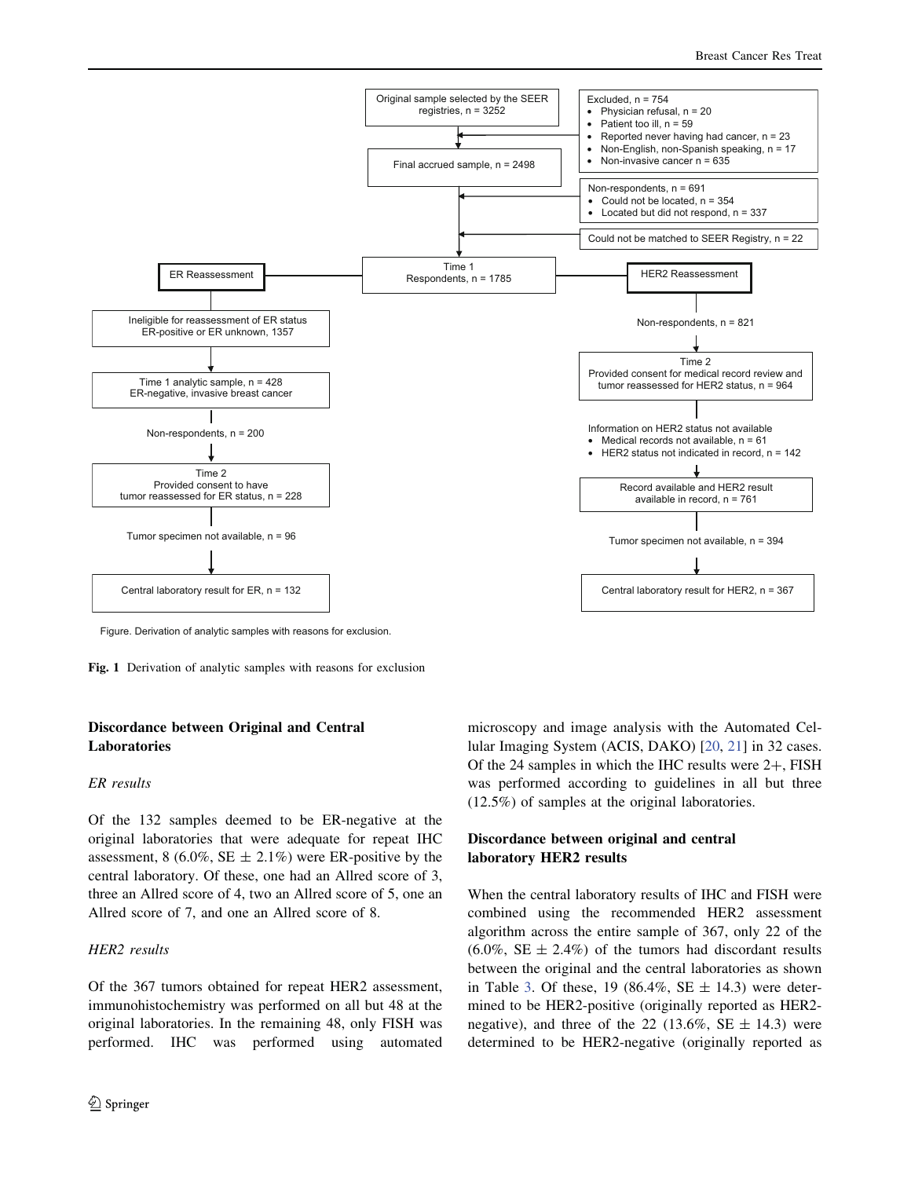Original sample selected by the SEER registries, n = 3252

Excluded, n = 754
- Physician refusal, n = 20
- Patient too ill, n = 59
- Reported never having had cancer, n = 23
- Non-English, non-Spanish speaking, n = 17
- Non-invasive cancer n = 635

Final accrued sample, n = 2498

Non-respondents, n = 691
- Could not be located, n = 354
- Located but did not respond, n = 337

Could not be matched to SEER Registry, n = 22

Time 1 Respondents, n = 1785

ER Reassessment

Ineligible for reassessment of ER status ER-positive or ER unknown, 1357

Time 1 analytic sample, n = 428 ER-negative, invasive breast cancer

Non-respondents, n = 200

Time 2 Provided consent to have tumor reassessed for ER status, n = 228

Tumor specimen not available, n = 96

Central laboratory result for ER, n = 132

HER2 Reassessment

Non-respondents, n = 821

Time 2 Provided consent for medical record review and tumor reassessed for HER2 status, n = 964

Information on HER2 status not available
- Medical records not available, n = 61
- HER2 status not indicated in record, n = 142

Record available and HER2 result available in record, n = 761

Tumor specimen not available, n = 394

Central laboratory result for HER2, n = 367

Figure. Derivation of analytic samples with reasons for exclusion.

**Fig. 1** Derivation of analytic samples with reasons for exclusion

### Discordance between Original and Central Laboratories

*ER results*

Of the 132 samples deemed to be ER-negative at the original laboratories that were adequate for repeat IHC assessment, 8 (6.0%, SE ± 2.1%) were ER-positive by the central laboratory. Of these, one had an Allred score of 3, three an Allred score of 4, two an Allred score of 5, one an Allred score of 7, and one an Allred score of 8.

*HER2 results*

Of the 367 tumors obtained for repeat HER2 assessment, immunohistochemistry was performed on all but 48 at the original laboratories. In the remaining 48, only FISH was performed. IHC was performed using automated microscopy and image analysis with the Automated Cellular Imaging System (ACIS, DAKO) [20, 21] in 32 cases. Of the 24 samples in which the IHC results were 2+, FISH was performed according to guidelines in all but three (12.5%) of samples at the original laboratories.

### Discordance between original and central laboratory HER2 results

When the central laboratory results of IHC and FISH were combined using the recommended HER2 assessment algorithm across the entire sample of 367, only 22 of the (6.0%, SE ± 2.4%) of the tumors had discordant results between the original and the central laboratories as shown in Table 3. Of these, 19 (86.4%, SE ± 14.3) were determined to be HER2-positive (originally reported as HER2-negative), and three of the 22 (13.6%, SE ± 14.3) were determined to be HER2-negative (originally reported as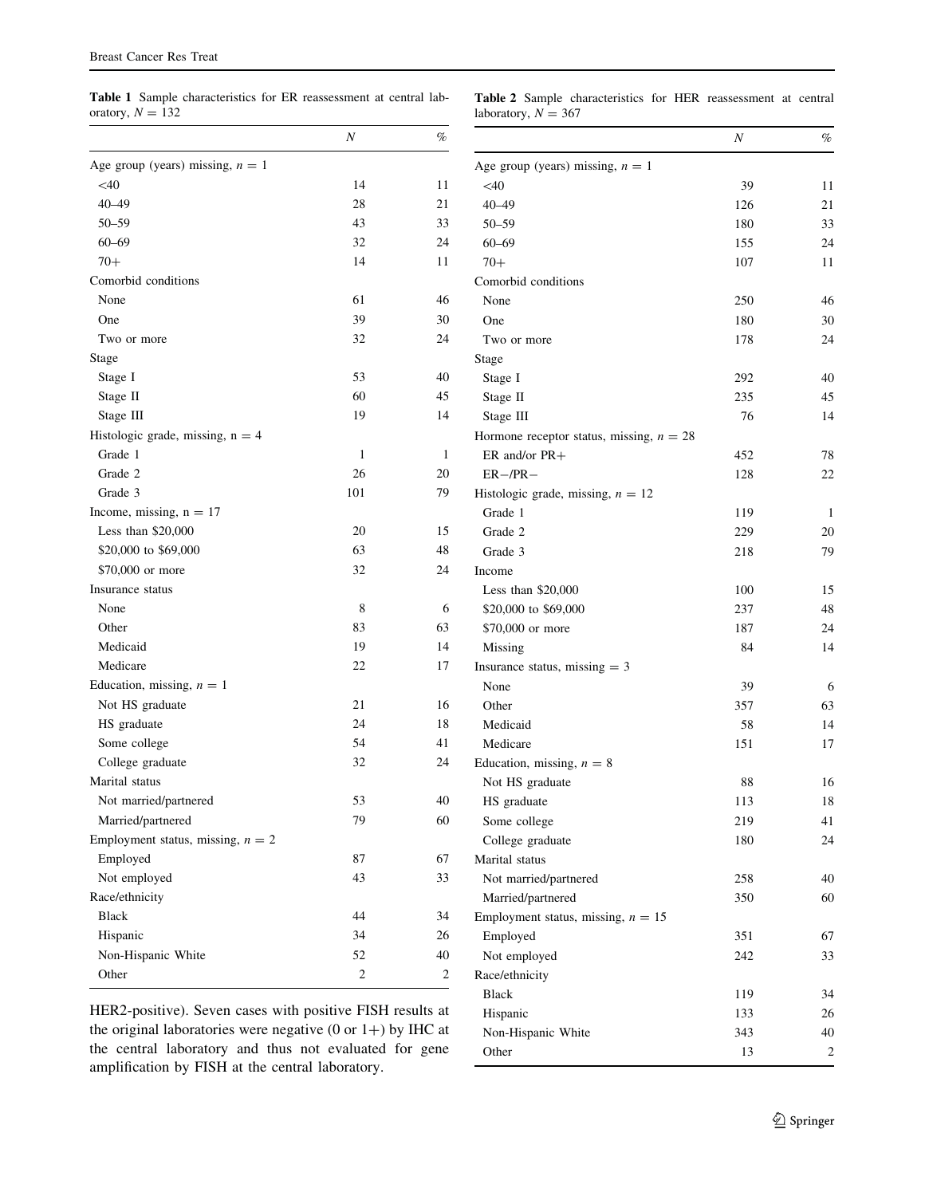**Table 1** Sample characteristics for ER reassessment at central laboratory, $N = 132$

| | N | % |
|---|---|---|
| Age group (years) missing, $n = 1$ | | |
| <40 | 14 | 11 |
| 40–49 | 28 | 21 |
| 50–59 | 43 | 33 |
| 60–69 | 32 | 24 |
| 70+ | 14 | 11 |
| Comorbid conditions | | |
| None | 61 | 46 |
| One | 39 | 30 |
| Two or more | 32 | 24 |
| Stage | | |
| Stage I | 53 | 40 |
| Stage II | 60 | 45 |
| Stage III | 19 | 14 |
| Histologic grade, missing, n = 4 | | |
| Grade 1 | 1 | 1 |
| Grade 2 | 26 | 20 |
| Grade 3 | 101 | 79 |
| Income, missing, n = 17 | | |
| Less than $20,000 | 20 | 15 |
| $20,000 to $69,000 | 63 | 48 |
| $70,000 or more | 32 | 24 |
| Insurance status | | |
| None | 8 | 6 |
| Other | 83 | 63 |
| Medicaid | 19 | 14 |
| Medicare | 22 | 17 |
| Education, missing, $n = 1$ | | |
| Not HS graduate | 21 | 16 |
| HS graduate | 24 | 18 |
| Some college | 54 | 41 |
| College graduate | 32 | 24 |
| Marital status | | |
| Not married/partnered | 53 | 40 |
| Married/partnered | 79 | 60 |
| Employment status, missing, $n = 2$ | | |
| Employed | 87 | 67 |
| Not employed | 43 | 33 |
| Race/ethnicity | | |
| Black | 44 | 34 |
| Hispanic | 34 | 26 |
| Non-Hispanic White | 52 | 40 |
| Other | 2 | 2 |

HER2-positive). Seven cases with positive FISH results at the original laboratories were negative (0 or 1+) by IHC at the central laboratory and thus not evaluated for gene amplification by FISH at the central laboratory.

**Table 2** Sample characteristics for HER reassessment at central laboratory, $N = 367$

| | N | % |
|---|---|---|
| Age group (years) missing, $n = 1$ | | |
| <40 | 39 | 11 |
| 40–49 | 126 | 21 |
| 50–59 | 180 | 33 |
| 60–69 | 155 | 24 |
| 70+ | 107 | 11 |
| Comorbid conditions | | |
| None | 250 | 46 |
| One | 180 | 30 |
| Two or more | 178 | 24 |
| Stage | | |
| Stage I | 292 | 40 |
| Stage II | 235 | 45 |
| Stage III | 76 | 14 |
| Hormone receptor status, missing, $n = 28$ | | |
| ER and/or PR+ | 452 | 78 |
| ER−/PR− | 128 | 22 |
| Histologic grade, missing, $n = 12$ | | |
| Grade 1 | 119 | 1 |
| Grade 2 | 229 | 20 |
| Grade 3 | 218 | 79 |
| Income | | |
| Less than $20,000 | 100 | 15 |
| $20,000 to $69,000 | 237 | 48 |
| $70,000 or more | 187 | 24 |
| Missing | 84 | 14 |
| Insurance status, missing = 3 | | |
| None | 39 | 6 |
| Other | 357 | 63 |
| Medicaid | 58 | 14 |
| Medicare | 151 | 17 |
| Education, missing, $n = 8$ | | |
| Not HS graduate | 88 | 16 |
| HS graduate | 113 | 18 |
| Some college | 219 | 41 |
| College graduate | 180 | 24 |
| Marital status | | |
| Not married/partnered | 258 | 40 |
| Married/partnered | 350 | 60 |
| Employment status, missing, $n = 15$ | | |
| Employed | 351 | 67 |
| Not employed | 242 | 33 |
| Race/ethnicity | | |
| Black | 119 | 34 |
| Hispanic | 133 | 26 |
| Non-Hispanic White | 343 | 40 |
| Other | 13 | 2 |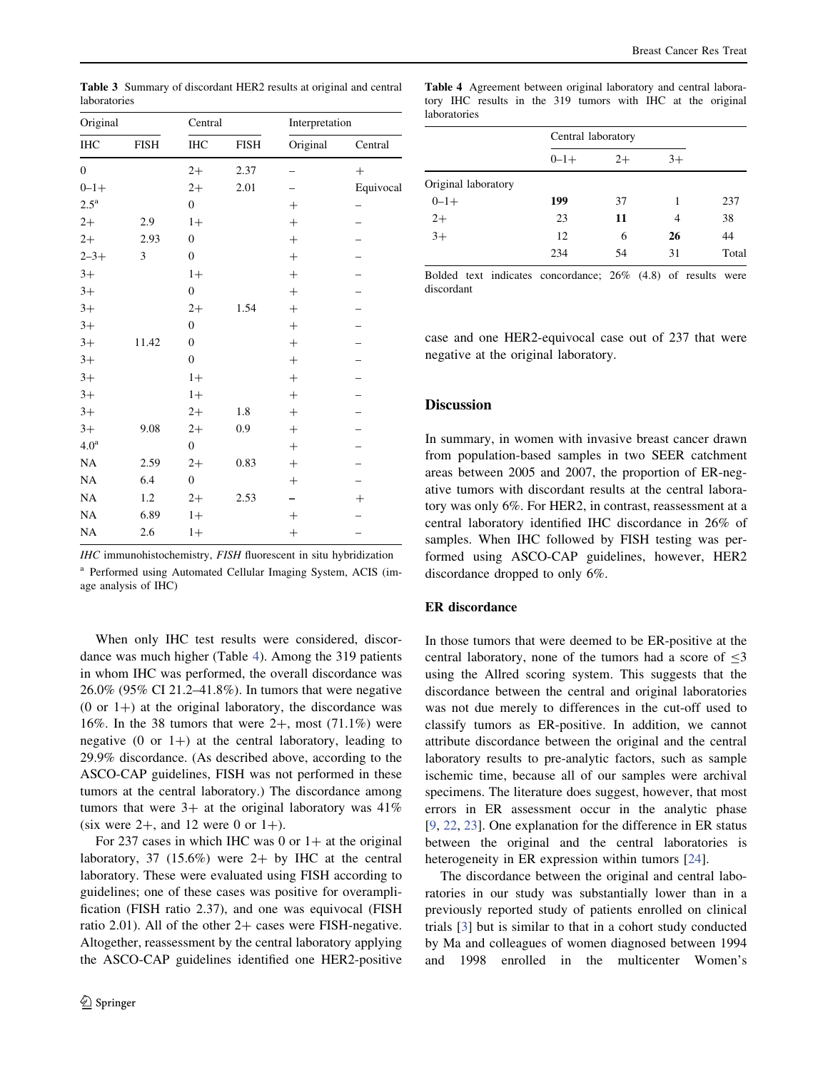**Table 3** Summary of discordant HER2 results at original and central laboratories

| Original | | Central | | Interpretation | |
|---|---|---|---|---|---|
| IHC | FISH | IHC | FISH | Original | Central |
| 0 | | 2+ | 2.37 | – | + |
| 0–1+ | | 2+ | 2.01 | – | Equivocal |
| 2.5[a] | | 0 | | + | – |
| 2+ | 2.9 | 1+ | | + | – |
| 2+ | 2.93 | 0 | | + | – |
| 2–3+ | 3 | 0 | | + | – |
| 3+ | | 1+ | | + | – |
| 3+ | | 0 | | + | – |
| 3+ | | 2+ | 1.54 | + | – |
| 3+ | | 0 | | + | – |
| 3+ | 11.42 | 0 | | + | – |
| 3+ | | 0 | | + | – |
| 3+ | | 1+ | | + | – |
| 3+ | | 1+ | | + | – |
| 3+ | | 2+ | 1.8 | + | – |
| 3+ | 9.08 | 2+ | 0.9 | + | – |
| 4.0[a] | | 0 | | + | – |
| NA | 2.59 | 2+ | 0.83 | + | – |
| NA | 6.4 | 0 | | + | – |
| NA | 1.2 | 2+ | 2.53 | – | + |
| NA | 6.89 | 1+ | | + | – |
| NA | 2.6 | 1+ | | + | – |

*IHC* immunohistochemistry, *FISH* fluorescent in situ hybridization

[a] Performed using Automated Cellular Imaging System, ACIS (image analysis of IHC)

When only IHC test results were considered, discordance was much higher (Table 4). Among the 319 patients in whom IHC was performed, the overall discordance was 26.0% (95% CI 21.2–41.8%). In tumors that were negative (0 or 1+) at the original laboratory, the discordance was 16%. In the 38 tumors that were 2+, most (71.1%) were negative (0 or 1+) at the central laboratory, leading to 29.9% discordance. (As described above, according to the ASCO-CAP guidelines, FISH was not performed in these tumors at the central laboratory.) The discordance among tumors that were 3+ at the original laboratory was 41% (six were 2+, and 12 were 0 or 1+).

For 237 cases in which IHC was 0 or 1+ at the original laboratory, 37 (15.6%) were 2+ by IHC at the central laboratory. These were evaluated using FISH according to guidelines; one of these cases was positive for overamplification (FISH ratio 2.37), and one was equivocal (FISH ratio 2.01). All of the other 2+ cases were FISH-negative. Altogether, reassessment by the central laboratory applying the ASCO-CAP guidelines identified one HER2-positive case and one HER2-equivocal case out of 237 that were negative at the original laboratory.

**Table 4** Agreement between original laboratory and central laboratory IHC results in the 319 tumors with IHC at the original laboratories

| | Central laboratory | | | |
|---|---|---|---|---|
| | 0–1+ | 2+ | 3+ | |
| Original laboratory | | | | |
| 0–1+ | **199** | 37 | 1 | 237 |
| 2+ | 23 | **11** | 4 | 38 |
| 3+ | 12 | 6 | **26** | 44 |
| | 234 | 54 | 31 | Total |

Bolded text indicates concordance; 26% (4.8) of results were discordant

## Discussion

In summary, in women with invasive breast cancer drawn from population-based samples in two SEER catchment areas between 2005 and 2007, the proportion of ER-negative tumors with discordant results at the central laboratory was only 6%. For HER2, in contrast, reassessment at a central laboratory identified IHC discordance in 26% of samples. When IHC followed by FISH testing was performed using ASCO-CAP guidelines, however, HER2 discordance dropped to only 6%.

### ER discordance

In those tumors that were deemed to be ER-positive at the central laboratory, none of the tumors had a score of $\leq 3$ using the Allred scoring system. This suggests that the discordance between the central and original laboratories was not due merely to differences in the cut-off used to classify tumors as ER-positive. In addition, we cannot attribute discordance between the original and the central laboratory results to pre-analytic factors, such as sample ischemic time, because all of our samples were archival specimens. The literature does suggest, however, that most errors in ER assessment occur in the analytic phase [9, 22, 23]. One explanation for the difference in ER status between the original and the central laboratories is heterogeneity in ER expression within tumors [24].

The discordance between the original and central laboratories in our study was substantially lower than in a previously reported study of patients enrolled on clinical trials [3] but is similar to that in a cohort study conducted by Ma and colleagues of women diagnosed between 1994 and 1998 enrolled in the multicenter Women's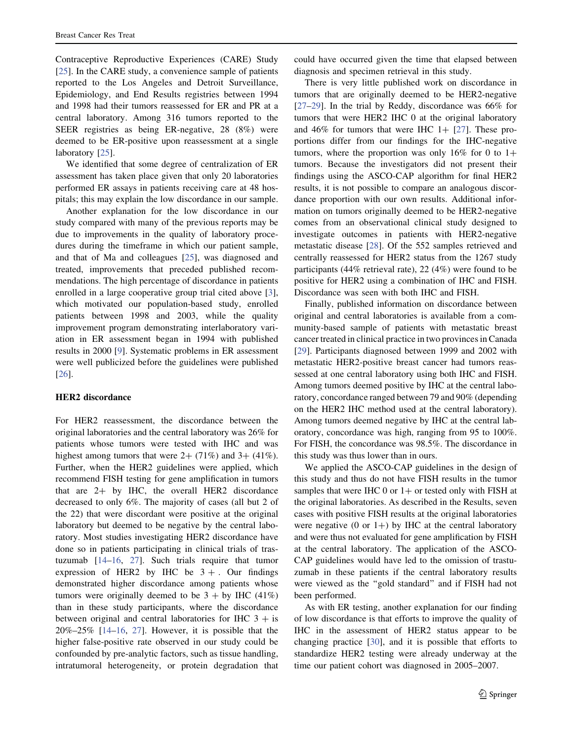Contraceptive Reproductive Experiences (CARE) Study [25]. In the CARE study, a convenience sample of patients reported to the Los Angeles and Detroit Surveillance, Epidemiology, and End Results registries between 1994 and 1998 had their tumors reassessed for ER and PR at a central laboratory. Among 316 tumors reported to the SEER registries as being ER-negative, 28 (8%) were deemed to be ER-positive upon reassessment at a single laboratory [25].

We identified that some degree of centralization of ER assessment has taken place given that only 20 laboratories performed ER assays in patients receiving care at 48 hospitals; this may explain the low discordance in our sample.

Another explanation for the low discordance in our study compared with many of the previous reports may be due to improvements in the quality of laboratory procedures during the timeframe in which our patient sample, and that of Ma and colleagues [25], was diagnosed and treated, improvements that preceded published recommendations. The high percentage of discordance in patients enrolled in a large cooperative group trial cited above [3], which motivated our population-based study, enrolled patients between 1998 and 2003, while the quality improvement program demonstrating interlaboratory variation in ER assessment began in 1994 with published results in 2000 [9]. Systematic problems in ER assessment were well publicized before the guidelines were published [26].

### HER2 discordance

For HER2 reassessment, the discordance between the original laboratories and the central laboratory was 26% for patients whose tumors were tested with IHC and was highest among tumors that were 2+ (71%) and 3+ (41%). Further, when the HER2 guidelines were applied, which recommend FISH testing for gene amplification in tumors that are 2+ by IHC, the overall HER2 discordance decreased to only 6%. The majority of cases (all but 2 of the 22) that were discordant were positive at the original laboratory but deemed to be negative by the central laboratory. Most studies investigating HER2 discordance have done so in patients participating in clinical trials of trastuzumab [14–16, 27]. Such trials require that tumor expression of HER2 by IHC be 3 + . Our findings demonstrated higher discordance among patients whose tumors were originally deemed to be 3 + by IHC (41%) than in these study participants, where the discordance between original and central laboratories for IHC 3 + is 20%–25% [14–16, 27]. However, it is possible that the higher false-positive rate observed in our study could be confounded by pre-analytic factors, such as tissue handling, intratumoral heterogeneity, or protein degradation that could have occurred given the time that elapsed between diagnosis and specimen retrieval in this study.

There is very little published work on discordance in tumors that are originally deemed to be HER2-negative [27–29]. In the trial by Reddy, discordance was 66% for tumors that were HER2 IHC 0 at the original laboratory and 46% for tumors that were IHC 1+ [27]. These proportions differ from our findings for the IHC-negative tumors, where the proportion was only 16% for 0 to 1+ tumors. Because the investigators did not present their findings using the ASCO-CAP algorithm for final HER2 results, it is not possible to compare an analogous discordance proportion with our own results. Additional information on tumors originally deemed to be HER2-negative comes from an observational clinical study designed to investigate outcomes in patients with HER2-negative metastatic disease [28]. Of the 552 samples retrieved and centrally reassessed for HER2 status from the 1267 study participants (44% retrieval rate), 22 (4%) were found to be positive for HER2 using a combination of IHC and FISH. Discordance was seen with both IHC and FISH.

Finally, published information on discordance between original and central laboratories is available from a community-based sample of patients with metastatic breast cancer treated in clinical practice in two provinces in Canada [29]. Participants diagnosed between 1999 and 2002 with metastatic HER2-positive breast cancer had tumors reassessed at one central laboratory using both IHC and FISH. Among tumors deemed positive by IHC at the central laboratory, concordance ranged between 79 and 90% (depending on the HER2 IHC method used at the central laboratory). Among tumors deemed negative by IHC at the central laboratory, concordance was high, ranging from 95 to 100%. For FISH, the concordance was 98.5%. The discordance in this study was thus lower than in ours.

We applied the ASCO-CAP guidelines in the design of this study and thus do not have FISH results in the tumor samples that were IHC 0 or 1+ or tested only with FISH at the original laboratories. As described in the Results, seven cases with positive FISH results at the original laboratories were negative (0 or 1+) by IHC at the central laboratory and were thus not evaluated for gene amplification by FISH at the central laboratory. The application of the ASCO-CAP guidelines would have led to the omission of trastuzumab in these patients if the central laboratory results were viewed as the "gold standard" and if FISH had not been performed.

As with ER testing, another explanation for our finding of low discordance is that efforts to improve the quality of IHC in the assessment of HER2 status appear to be changing practice [30], and it is possible that efforts to standardize HER2 testing were already underway at the time our patient cohort was diagnosed in 2005–2007.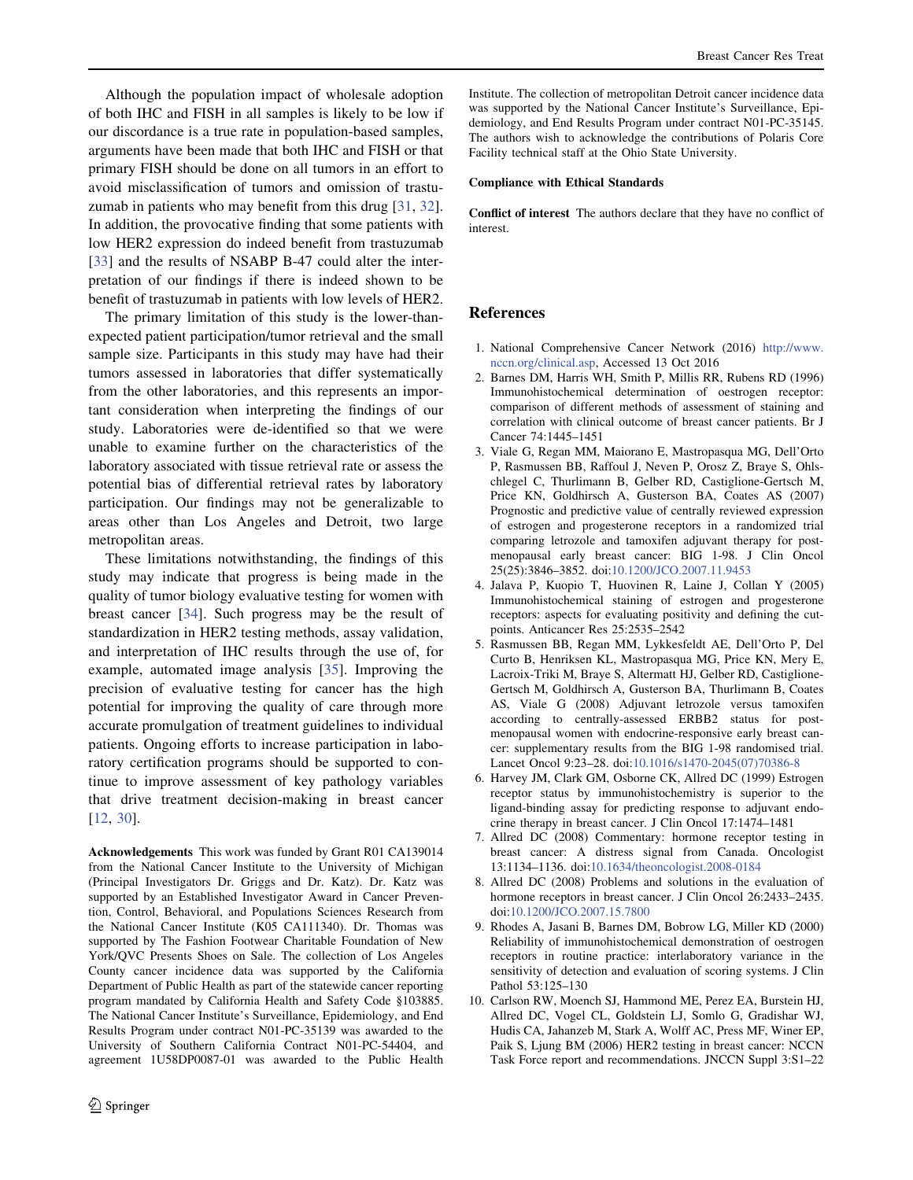Although the population impact of wholesale adoption of both IHC and FISH in all samples is likely to be low if our discordance is a true rate in population-based samples, arguments have been made that both IHC and FISH or that primary FISH should be done on all tumors in an effort to avoid misclassification of tumors and omission of trastuzumab in patients who may benefit from this drug [31, 32]. In addition, the provocative finding that some patients with low HER2 expression do indeed benefit from trastuzumab [33] and the results of NSABP B-47 could alter the interpretation of our findings if there is indeed shown to be benefit of trastuzumab in patients with low levels of HER2.

The primary limitation of this study is the lower-than-expected patient participation/tumor retrieval and the small sample size. Participants in this study may have had their tumors assessed in laboratories that differ systematically from the other laboratories, and this represents an important consideration when interpreting the findings of our study. Laboratories were de-identified so that we were unable to examine further on the characteristics of the laboratory associated with tissue retrieval rate or assess the potential bias of differential retrieval rates by laboratory participation. Our findings may not be generalizable to areas other than Los Angeles and Detroit, two large metropolitan areas.

These limitations notwithstanding, the findings of this study may indicate that progress is being made in the quality of tumor biology evaluative testing for women with breast cancer [34]. Such progress may be the result of standardization in HER2 testing methods, assay validation, and interpretation of IHC results through the use of, for example, automated image analysis [35]. Improving the precision of evaluative testing for cancer has the high potential for improving the quality of care through more accurate promulgation of treatment guidelines to individual patients. Ongoing efforts to increase participation in laboratory certification programs should be supported to continue to improve assessment of key pathology variables that drive treatment decision-making in breast cancer [12, 30].

**Acknowledgements** This work was funded by Grant R01 CA139014 from the National Cancer Institute to the University of Michigan (Principal Investigators Dr. Griggs and Dr. Katz). Dr. Katz was supported by an Established Investigator Award in Cancer Prevention, Control, Behavioral, and Populations Sciences Research from the National Cancer Institute (K05 CA111340). Dr. Thomas was supported by The Fashion Footwear Charitable Foundation of New York/QVC Presents Shoes on Sale. The collection of Los Angeles County cancer incidence data was supported by the California Department of Public Health as part of the statewide cancer reporting program mandated by California Health and Safety Code §103885. The National Cancer Institute's Surveillance, Epidemiology, and End Results Program under contract N01-PC-35139 was awarded to the University of Southern California Contract N01-PC-54404, and agreement 1U58DP0087-01 was awarded to the Public Health Institute. The collection of metropolitan Detroit cancer incidence data was supported by the National Cancer Institute's Surveillance, Epidemiology, and End Results Program under contract N01-PC-35145. The authors wish to acknowledge the contributions of Polaris Core Facility technical staff at the Ohio State University.

**Compliance with Ethical Standards**

**Conflict of interest** The authors declare that they have no conflict of interest.

## References

1. National Comprehensive Cancer Network (2016) http://www.nccn.org/clinical.asp, Accessed 13 Oct 2016
2. Barnes DM, Harris WH, Smith P, Millis RR, Rubens RD (1996) Immunohistochemical determination of oestrogen receptor: comparison of different methods of assessment of staining and correlation with clinical outcome of breast cancer patients. Br J Cancer 74:1445–1451
3. Viale G, Regan MM, Maiorano E, Mastropasqua MG, Dell'Orto P, Rasmussen BB, Raffoul J, Neven P, Orosz Z, Braye S, Ohlschlegel C, Thurlimann B, Gelber RD, Castiglione-Gertsch M, Price KN, Goldhirsch A, Gusterson BA, Coates AS (2007) Prognostic and predictive value of centrally reviewed expression of estrogen and progesterone receptors in a randomized trial comparing letrozole and tamoxifen adjuvant therapy for postmenopausal early breast cancer: BIG 1-98. J Clin Oncol 25(25):3846–3852. doi:10.1200/JCO.2007.11.9453
4. Jalava P, Kuopio T, Huovinen R, Laine J, Collan Y (2005) Immunohistochemical staining of estrogen and progesterone receptors: aspects for evaluating positivity and defining the cutpoints. Anticancer Res 25:2535–2542
5. Rasmussen BB, Regan MM, Lykkesfeldt AE, Dell'Orto P, Del Curto B, Henriksen KL, Mastropasqua MG, Price KN, Mery E, Lacroix-Triki M, Braye S, Altermatt HJ, Gelber RD, Castiglione-Gertsch M, Goldhirsch A, Gusterson BA, Thurlimann B, Coates AS, Viale G (2008) Adjuvant letrozole versus tamoxifen according to centrally-assessed ERBB2 status for postmenopausal women with endocrine-responsive early breast cancer: supplementary results from the BIG 1-98 randomised trial. Lancet Oncol 9:23–28. doi:10.1016/s1470-2045(07)70386-8
6. Harvey JM, Clark GM, Osborne CK, Allred DC (1999) Estrogen receptor status by immunohistochemistry is superior to the ligand-binding assay for predicting response to adjuvant endocrine therapy in breast cancer. J Clin Oncol 17:1474–1481
7. Allred DC (2008) Commentary: hormone receptor testing in breast cancer: A distress signal from Canada. Oncologist 13:1134–1136. doi:10.1634/theoncologist.2008-0184
8. Allred DC (2008) Problems and solutions in the evaluation of hormone receptors in breast cancer. J Clin Oncol 26:2433–2435. doi:10.1200/JCO.2007.15.7800
9. Rhodes A, Jasani B, Barnes DM, Bobrow LG, Miller KD (2000) Reliability of immunohistochemical demonstration of oestrogen receptors in routine practice: interlaboratory variance in the sensitivity of detection and evaluation of scoring systems. J Clin Pathol 53:125–130
10. Carlson RW, Moench SJ, Hammond ME, Perez EA, Burstein HJ, Allred DC, Vogel CL, Goldstein LJ, Somlo G, Gradishar WJ, Hudis CA, Jahanzeb M, Stark A, Wolff AC, Press MF, Winer EP, Paik S, Ljung BM (2006) HER2 testing in breast cancer: NCCN Task Force report and recommendations. JNCCN Suppl 3:S1–22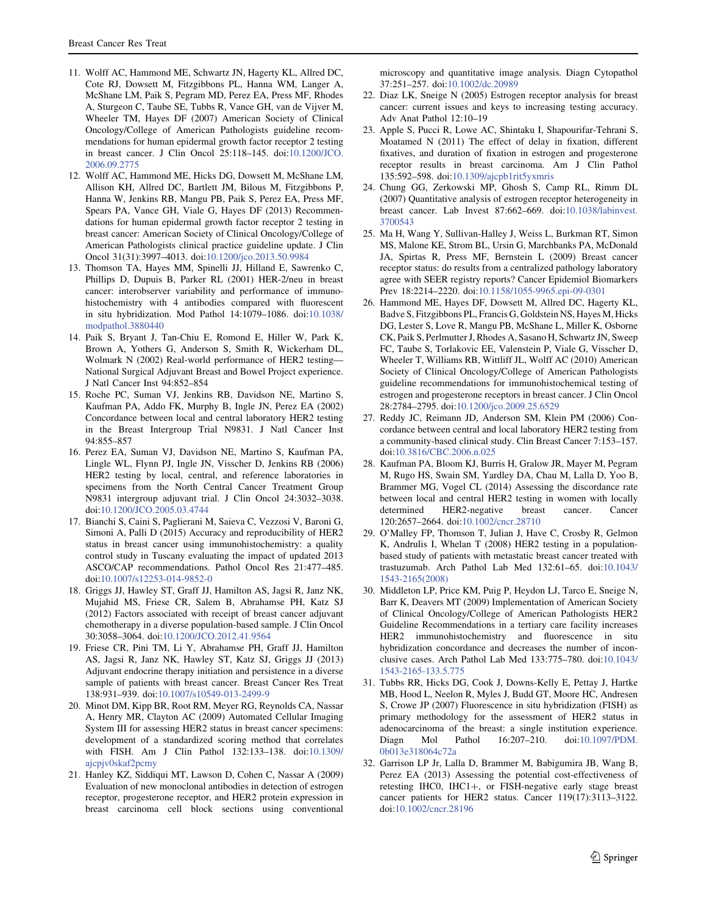11. Wolff AC, Hammond ME, Schwartz JN, Hagerty KL, Allred DC, Cote RJ, Dowsett M, Fitzgibbons PL, Hanna WM, Langer A, McShane LM, Paik S, Pegram MD, Perez EA, Press MF, Rhodes A, Sturgeon C, Taube SE, Tubbs R, Vance GH, van de Vijver M, Wheeler TM, Hayes DF (2007) American Society of Clinical Oncology/College of American Pathologists guideline recommendations for human epidermal growth factor receptor 2 testing in breast cancer. J Clin Oncol 25:118–145. doi:10.1200/JCO.2006.09.2775
12. Wolff AC, Hammond ME, Hicks DG, Dowsett M, McShane LM, Allison KH, Allred DC, Bartlett JM, Bilous M, Fitzgibbons P, Hanna W, Jenkins RB, Mangu PB, Paik S, Perez EA, Press MF, Spears PA, Vance GH, Viale G, Hayes DF (2013) Recommendations for human epidermal growth factor receptor 2 testing in breast cancer: American Society of Clinical Oncology/College of American Pathologists clinical practice guideline update. J Clin Oncol 31(31):3997–4013. doi:10.1200/jco.2013.50.9984
13. Thomson TA, Hayes MM, Spinelli JJ, Hilland E, Sawrenko C, Phillips D, Dupuis B, Parker RL (2001) HER-2/neu in breast cancer: interobserver variability and performance of immunohistochemistry with 4 antibodies compared with fluorescent in situ hybridization. Mod Pathol 14:1079–1086. doi:10.1038/modpathol.3880440
14. Paik S, Bryant J, Tan-Chiu E, Romond E, Hiller W, Park K, Brown A, Yothers G, Anderson S, Smith R, Wickerham DL, Wolmark N (2002) Real-world performance of HER2 testing—National Surgical Adjuvant Breast and Bowel Project experience. J Natl Cancer Inst 94:852–854
15. Roche PC, Suman VJ, Jenkins RB, Davidson NE, Martino S, Kaufman PA, Addo FK, Murphy B, Ingle JN, Perez EA (2002) Concordance between local and central laboratory HER2 testing in the Breast Intergroup Trial N9831. J Natl Cancer Inst 94:855–857
16. Perez EA, Suman VJ, Davidson NE, Martino S, Kaufman PA, Lingle WL, Flynn PJ, Ingle JN, Visscher D, Jenkins RB (2006) HER2 testing by local, central, and reference laboratories in specimens from the North Central Cancer Treatment Group N9831 intergroup adjuvant trial. J Clin Oncol 24:3032–3038. doi:10.1200/JCO.2005.03.4744
17. Bianchi S, Caini S, Paglierani M, Saieva C, Vezzosi V, Baroni G, Simoni A, Palli D (2015) Accuracy and reproducibility of HER2 status in breast cancer using immunohistochemistry: a quality control study in Tuscany evaluating the impact of updated 2013 ASCO/CAP recommendations. Pathol Oncol Res 21:477–485. doi:10.1007/s12253-014-9852-0
18. Griggs JJ, Hawley ST, Graff JJ, Hamilton AS, Jagsi R, Janz NK, Mujahid MS, Friese CR, Salem B, Abrahamse PH, Katz SJ (2012) Factors associated with receipt of breast cancer adjuvant chemotherapy in a diverse population-based sample. J Clin Oncol 30:3058–3064. doi:10.1200/JCO.2012.41.9564
19. Friese CR, Pini TM, Li Y, Abrahamse PH, Graff JJ, Hamilton AS, Jagsi R, Janz NK, Hawley ST, Katz SJ, Griggs JJ (2013) Adjuvant endocrine therapy initiation and persistence in a diverse sample of patients with breast cancer. Breast Cancer Res Treat 138:931–939. doi:10.1007/s10549-013-2499-9
20. Minot DM, Kipp BR, Root RM, Meyer RG, Reynolds CA, Nassar A, Henry MR, Clayton AC (2009) Automated Cellular Imaging System III for assessing HER2 status in breast cancer specimens: development of a standardized scoring method that correlates with FISH. Am J Clin Pathol 132:133–138. doi:10.1309/ajcpjv0skaf2pcmy
21. Hanley KZ, Siddiqui MT, Lawson D, Cohen C, Nassar A (2009) Evaluation of new monoclonal antibodies in detection of estrogen receptor, progesterone receptor, and HER2 protein expression in breast carcinoma cell block sections using conventional microscopy and quantitative image analysis. Diagn Cytopathol 37:251–257. doi:10.1002/dc.20989
22. Diaz LK, Sneige N (2005) Estrogen receptor analysis for breast cancer: current issues and keys to increasing testing accuracy. Adv Anat Pathol 12:10–19
23. Apple S, Pucci R, Lowe AC, Shintaku I, Shapourifar-Tehrani S, Moatamed N (2011) The effect of delay in fixation, different fixatives, and duration of fixation in estrogen and progesterone receptor results in breast carcinoma. Am J Clin Pathol 135:592–598. doi:10.1309/ajcpb1rit5yxmris
24. Chung GG, Zerkowski MP, Ghosh S, Camp RL, Rimm DL (2007) Quantitative analysis of estrogen receptor heterogeneity in breast cancer. Lab Invest 87:662–669. doi:10.1038/labinvest.3700543
25. Ma H, Wang Y, Sullivan-Halley J, Weiss L, Burkman RT, Simon MS, Malone KE, Strom BL, Ursin G, Marchbanks PA, McDonald JA, Spirtas R, Press MF, Bernstein L (2009) Breast cancer receptor status: do results from a centralized pathology laboratory agree with SEER registry reports? Cancer Epidemiol Biomarkers Prev 18:2214–2220. doi:10.1158/1055-9965.epi-09-0301
26. Hammond ME, Hayes DF, Dowsett M, Allred DC, Hagerty KL, Badve S, Fitzgibbons PL, Francis G, Goldstein NS, Hayes M, Hicks DG, Lester S, Love R, Mangu PB, McShane L, Miller K, Osborne CK, Paik S, Perlmutter J, Rhodes A, Sasano H, Schwartz JN, Sweep FC, Taube S, Torlakovic EE, Valenstein P, Viale G, Visscher D, Wheeler T, Williams RB, Wittliff JL, Wolff AC (2010) American Society of Clinical Oncology/College of American Pathologists guideline recommendations for immunohistochemical testing of estrogen and progesterone receptors in breast cancer. J Clin Oncol 28:2784–2795. doi:10.1200/jco.2009.25.6529
27. Reddy JC, Reimann JD, Anderson SM, Klein PM (2006) Concordance between central and local laboratory HER2 testing from a community-based clinical study. Clin Breast Cancer 7:153–157. doi:10.3816/CBC.2006.n.025
28. Kaufman PA, Bloom KJ, Burris H, Gralow JR, Mayer M, Pegram M, Rugo HS, Swain SM, Yardley DA, Chau M, Lalla D, Yoo B, Brammer MG, Vogel CL (2014) Assessing the discordance rate between local and central HER2 testing in women with locally determined HER2-negative breast cancer. Cancer 120:2657–2664. doi:10.1002/cncr.28710
29. O'Malley FP, Thomson T, Julian J, Have C, Crosby R, Gelmon K, Andrulis I, Whelan T (2008) HER2 testing in a population-based study of patients with metastatic breast cancer treated with trastuzumab. Arch Pathol Lab Med 132:61–65. doi:10.1043/1543-2165(2008)
30. Middleton LP, Price KM, Puig P, Heydon LJ, Tarco E, Sneige N, Barr K, Deavers MT (2009) Implementation of American Society of Clinical Oncology/College of American Pathologists HER2 Guideline Recommendations in a tertiary care facility increases HER2 immunohistochemistry and fluorescence in situ hybridization concordance and decreases the number of inconclusive cases. Arch Pathol Lab Med 133:775–780. doi:10.1043/1543-2165-133.5.775
31. Tubbs RR, Hicks DG, Cook J, Downs-Kelly E, Pettay J, Hartke MB, Hood L, Neelon R, Myles J, Budd GT, Moore HC, Andresen S, Crowe JP (2007) Fluorescence in situ hybridization (FISH) as primary methodology for the assessment of HER2 status in adenocarcinoma of the breast: a single institution experience. Diagn Mol Pathol 16:207–210. doi:10.1097/PDM.0b013e318064c72a
32. Garrison LP Jr, Lalla D, Brammer M, Babigumira JB, Wang B, Perez EA (2013) Assessing the potential cost-effectiveness of retesting IHC0, IHC1+, or FISH-negative early stage breast cancer patients for HER2 status. Cancer 119(17):3113–3122. doi:10.1002/cncr.28196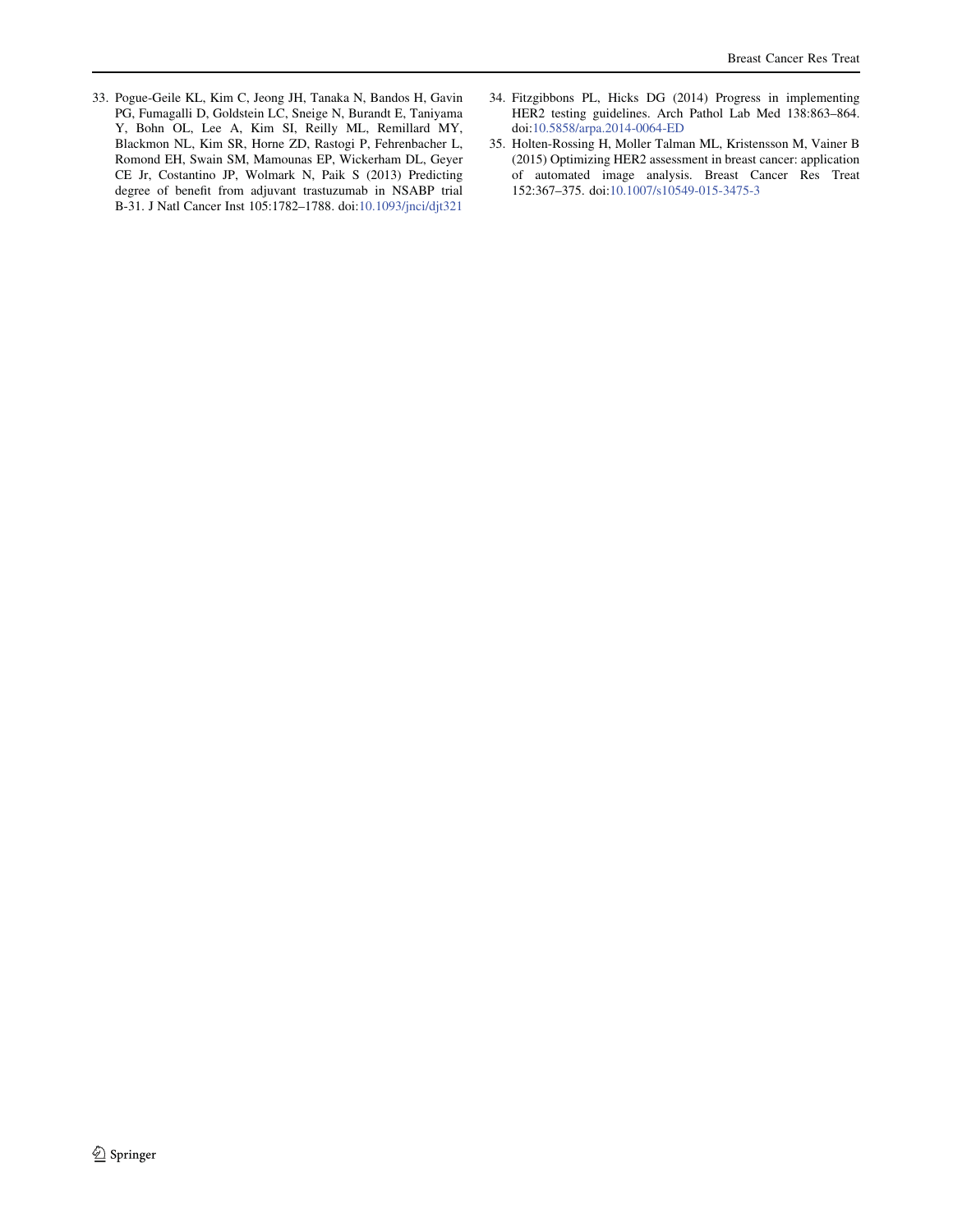33. Pogue-Geile KL, Kim C, Jeong JH, Tanaka N, Bandos H, Gavin PG, Fumagalli D, Goldstein LC, Sneige N, Burandt E, Taniyama Y, Bohn OL, Lee A, Kim SI, Reilly ML, Remillard MY, Blackmon NL, Kim SR, Horne ZD, Rastogi P, Fehrenbacher L, Romond EH, Swain SM, Mamounas EP, Wickerham DL, Geyer CE Jr, Costantino JP, Wolmark N, Paik S (2013) Predicting degree of benefit from adjuvant trastuzumab in NSABP trial B-31. J Natl Cancer Inst 105:1782–1788. doi:10.1093/jnci/djt321
34. Fitzgibbons PL, Hicks DG (2014) Progress in implementing HER2 testing guidelines. Arch Pathol Lab Med 138:863–864. doi:10.5858/arpa.2014-0064-ED
35. Holten-Rossing H, Moller Talman ML, Kristensson M, Vainer B (2015) Optimizing HER2 assessment in breast cancer: application of automated image analysis. Breast Cancer Res Treat 152:367–375. doi:10.1007/s10549-015-3475-3